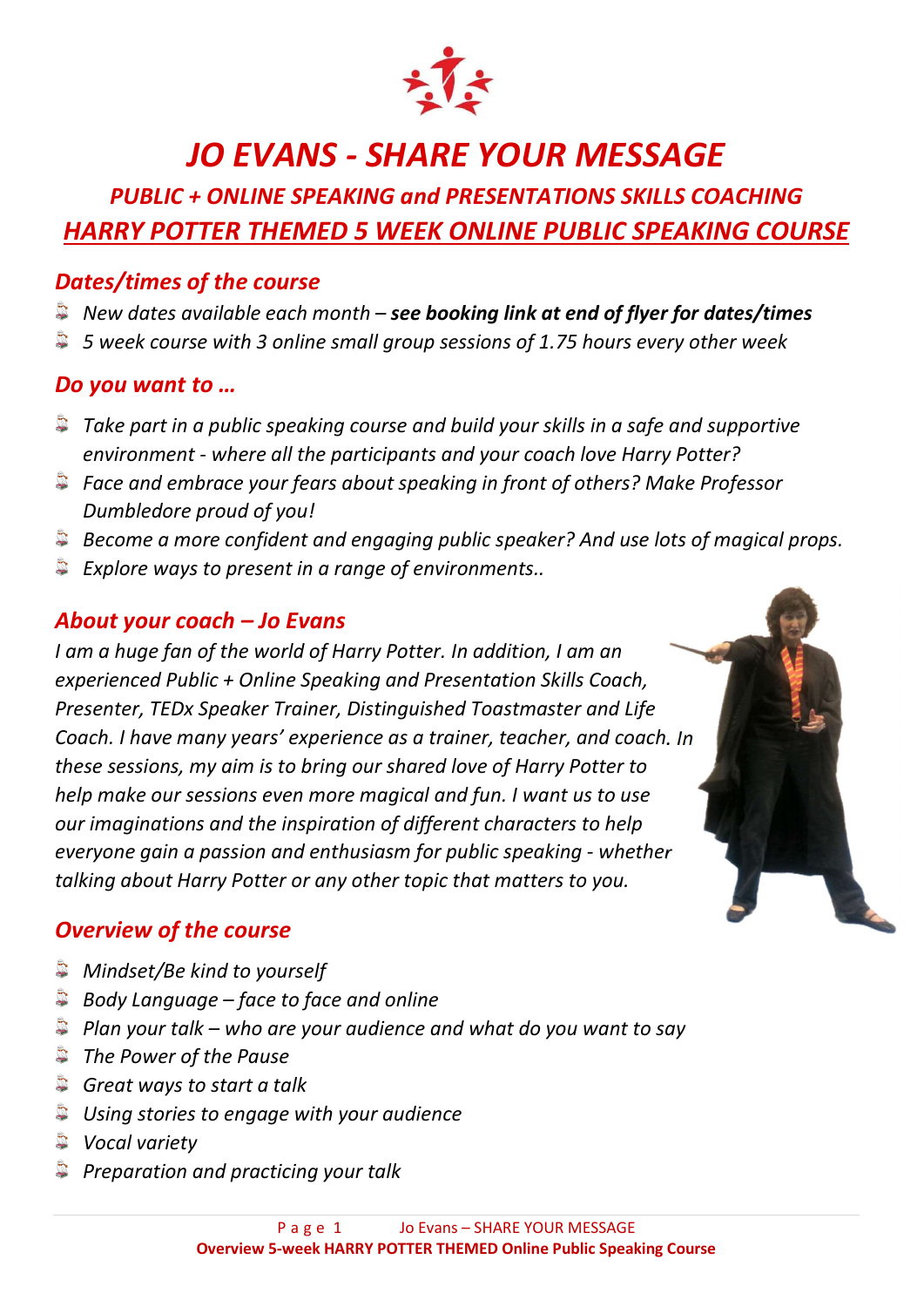# JO EVANS - SHARE YOUR MESSAGE

## PUBLIC + ONLINE SPEAKING and PRESENTATIONS SKILLS COACHING

## HARRY POTTER THEMED 5 WEEK ONLINE PUBLIC SPEAKING COURSE

### Dates/times of the course

- *New dates available each month – **see booking link at end of flyer for dates/times***
- *5 week course with 3 online small group sessions of 1.75 hours every other week*

### Do you want to …

- *Take part in a public speaking course and build your skills in a safe and supportive environment - where all the participants and your coach love Harry Potter?*
- *Face and embrace your fears about speaking in front of others? Make Professor Dumbledore proud of you!*
- *Become a more confident and engaging public speaker? And use lots of magical props.*
- *Explore ways to present in a range of environments..*

### About your coach – Jo Evans

*I am a huge fan of the world of Harry Potter. In addition, I am an experienced Public + Online Speaking and Presentation Skills Coach, Presenter, TEDx Speaker Trainer, Distinguished Toastmaster and Life Coach. I have many years' experience as a trainer, teacher, and coach. In these sessions, my aim is to bring our shared love of Harry Potter to help make our sessions even more magical and fun. I want us to use our imaginations and the inspiration of different characters to help everyone gain a passion and enthusiasm for public speaking - whether talking about Harry Potter or any other topic that matters to you.*

### Overview of the course

- *Mindset/Be kind to yourself*
- *Body Language – face to face and online*
- *Plan your talk – who are your audience and what do you want to say*
- *The Power of the Pause*
- *Great ways to start a talk*
- *Using stories to engage with your audience*
- *Vocal variety*
- *Preparation and practicing your talk*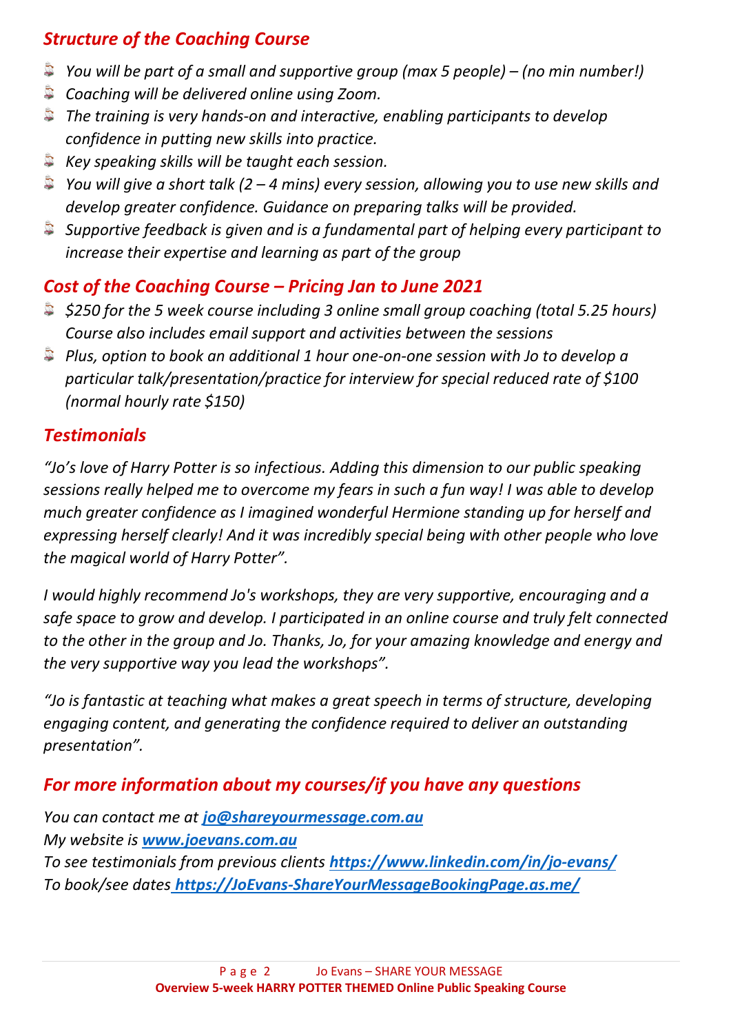## *Structure of the Coaching Course*

- *You will be part of a small and supportive group (max 5 people) – (no min number!)*
- *Coaching will be delivered online using Zoom.*
- *The training is very hands-on and interactive, enabling participants to develop confidence in putting new skills into practice.*
- *Key speaking skills will be taught each session.*
- *You will give a short talk (2 – 4 mins) every session, allowing you to use new skills and develop greater confidence. Guidance on preparing talks will be provided.*
- *Supportive feedback is given and is a fundamental part of helping every participant to increase their expertise and learning as part of the group*

## *Cost of the Coaching Course – Pricing Jan to June 2021*

- *$250 for the 5 week course including 3 online small group coaching (total 5.25 hours) Course also includes email support and activities between the sessions*
- *Plus, option to book an additional 1 hour one-on-one session with Jo to develop a particular talk/presentation/practice for interview for special reduced rate of $100 (normal hourly rate $150)*

## *Testimonials*

*"Jo's love of Harry Potter is so infectious. Adding this dimension to our public speaking sessions really helped me to overcome my fears in such a fun way! I was able to develop much greater confidence as I imagined wonderful Hermione standing up for herself and expressing herself clearly! And it was incredibly special being with other people who love the magical world of Harry Potter".*

*I would highly recommend Jo's workshops, they are very supportive, encouraging and a safe space to grow and develop. I participated in an online course and truly felt connected to the other in the group and Jo. Thanks, Jo, for your amazing knowledge and energy and the very supportive way you lead the workshops".*

*"Jo is fantastic at teaching what makes a great speech in terms of structure, developing engaging content, and generating the confidence required to deliver an outstanding presentation".*

## *For more information about my courses/if you have any questions*

*You can contact me at* ***jo@shareyourmessage.com.au***
*My website is* ***www.joevans.com.au***
*To see testimonials from previous clients* ***https://www.linkedin.com/in/jo-evans/***
*To book/see dates* ***https://JoEvans-ShareYourMessageBookingPage.as.me/***